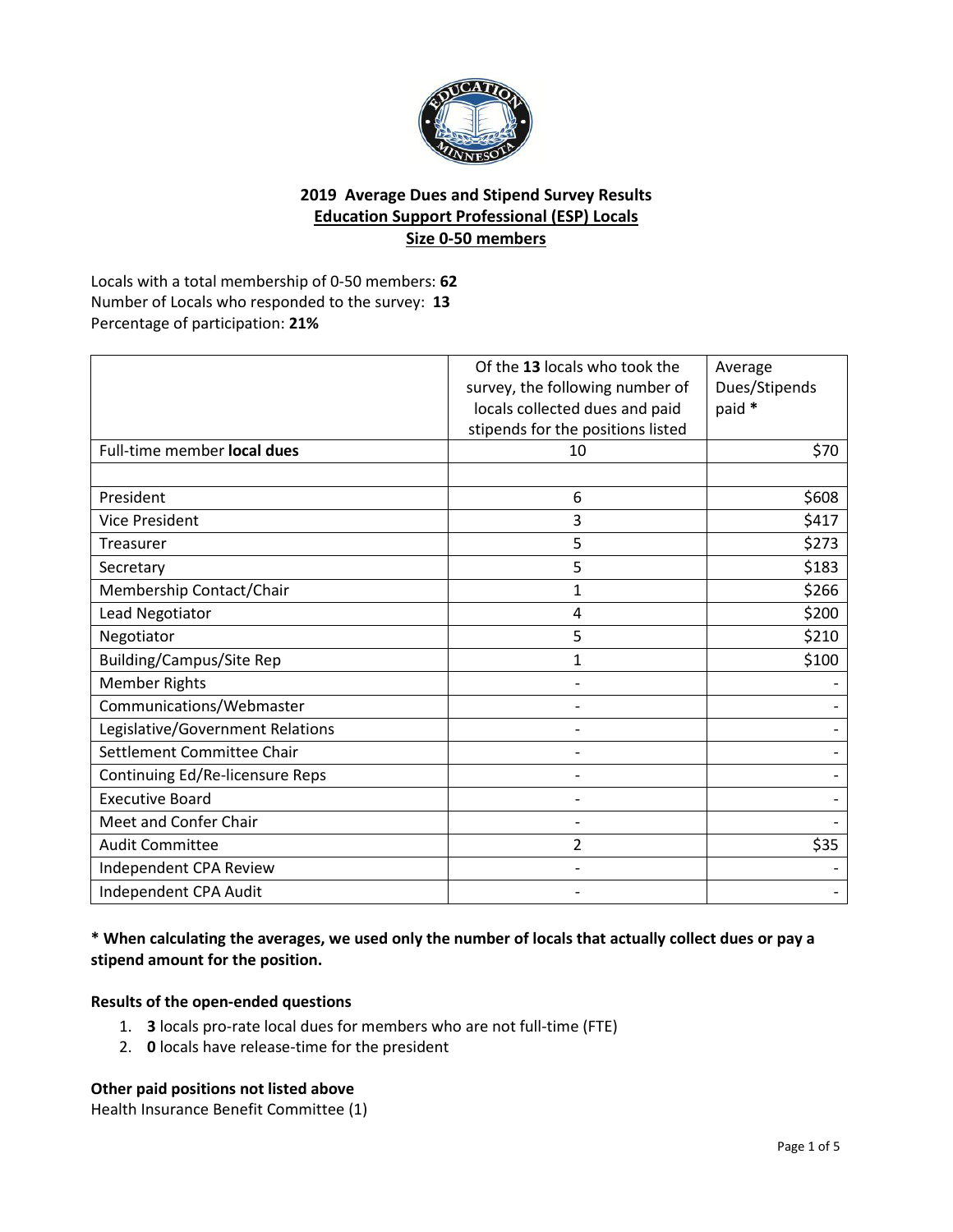# 2019 Average Dues and Stipend Survey Results
## Education Support Professional (ESP) Locals
## Size 0-50 members

Locals with a total membership of 0-50 members: **62**
Number of Locals who responded to the survey: **13**
Percentage of participation: **21%**

| | Of the **13** locals who took the survey, the following number of locals collected dues and paid stipends for the positions listed | Average Dues/Stipends paid * |
|---|---|---|
| Full-time member **local dues** | 10 | $70 |
| | | |
| President | 6 | $608 |
| Vice President | 3 | $417 |
| Treasurer | 5 | $273 |
| Secretary | 5 | $183 |
| Membership Contact/Chair | 1 | $266 |
| Lead Negotiator | 4 | $200 |
| Negotiator | 5 | $210 |
| Building/Campus/Site Rep | 1 | $100 |
| Member Rights | - | - |
| Communications/Webmaster | - | - |
| Legislative/Government Relations | - | - |
| Settlement Committee Chair | - | - |
| Continuing Ed/Re-licensure Reps | - | - |
| Executive Board | - | - |
| Meet and Confer Chair | - | - |
| Audit Committee | 2 | $35 |
| Independent CPA Review | - | - |
| Independent CPA Audit | - | - |

**\* When calculating the averages, we used only the number of locals that actually collect dues or pay a stipend amount for the position.**

**Results of the open-ended questions**

1. **3** locals pro-rate local dues for members who are not full-time (FTE)
2. **0** locals have release-time for the president

**Other paid positions not listed above**

Health Insurance Benefit Committee (1)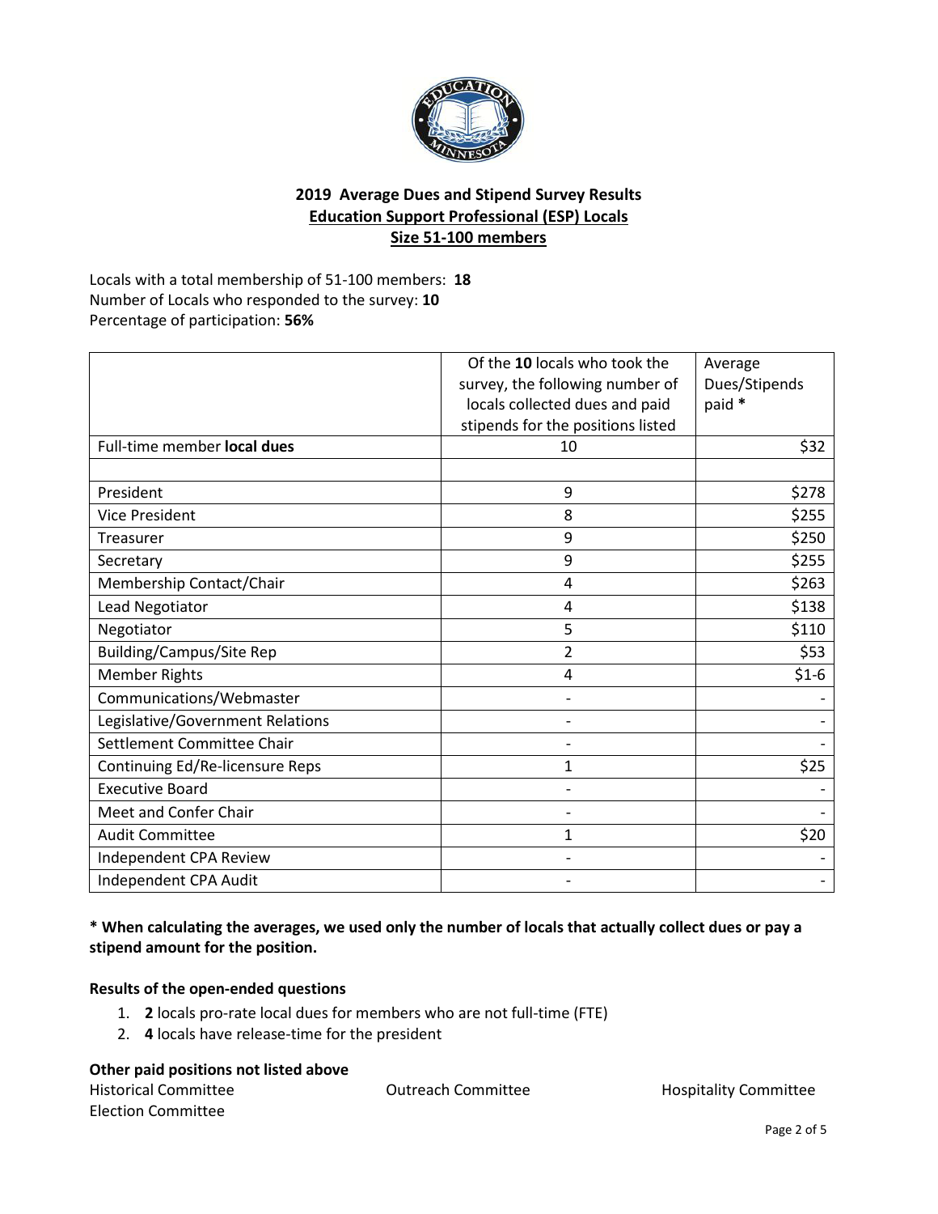## 2019 Average Dues and Stipend Survey Results
## Education Support Professional (ESP) Locals
## Size 51-100 members

Locals with a total membership of 51-100 members: **18**
Number of Locals who responded to the survey: **10**
Percentage of participation: **56%**

| | Of the **10** locals who took the survey, the following number of locals collected dues and paid stipends for the positions listed | Average Dues/Stipends paid * |
|---|---|---|
| Full-time member **local dues** | 10 | $32 |
| | | |
| President | 9 | $278 |
| Vice President | 8 | $255 |
| Treasurer | 9 | $250 |
| Secretary | 9 | $255 |
| Membership Contact/Chair | 4 | $263 |
| Lead Negotiator | 4 | $138 |
| Negotiator | 5 | $110 |
| Building/Campus/Site Rep | 2 | $53 |
| Member Rights | 4 | $1-6 |
| Communications/Webmaster | - | - |
| Legislative/Government Relations | - | - |
| Settlement Committee Chair | - | - |
| Continuing Ed/Re-licensure Reps | 1 | $25 |
| Executive Board | - | - |
| Meet and Confer Chair | - | - |
| Audit Committee | 1 | $20 |
| Independent CPA Review | - | - |
| Independent CPA Audit | - | - |

**\* When calculating the averages, we used only the number of locals that actually collect dues or pay a stipend amount for the position.**

**Results of the open-ended questions**

1. **2** locals pro-rate local dues for members who are not full-time (FTE)
2. **4** locals have release-time for the president

**Other paid positions not listed above**

Historical Committee
Outreach Committee
Hospitality Committee
Election Committee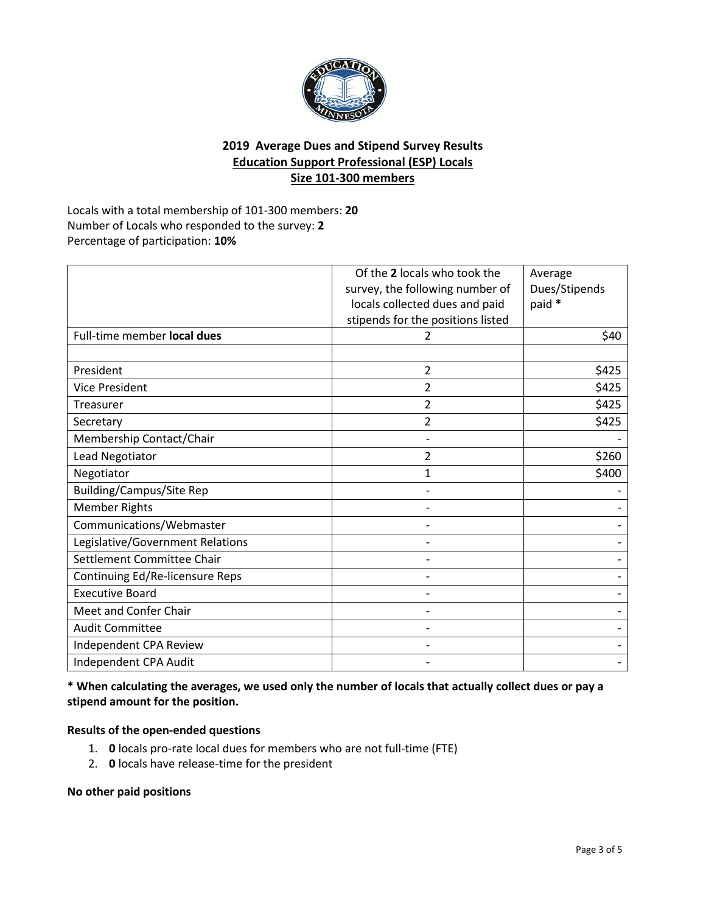## 2019 Average Dues and Stipend Survey Results
## Education Support Professional (ESP) Locals
## Size 101-300 members

Locals with a total membership of 101-300 members: **20**
Number of Locals who responded to the survey: **2**
Percentage of participation: **10%**

| | Of the **2** locals who took the survey, the following number of locals collected dues and paid stipends for the positions listed | Average Dues/Stipends paid * |
|---|---|---|
| Full-time member **local dues** | 2 | $40 |
| | | |
| President | 2 | $425 |
| Vice President | 2 | $425 |
| Treasurer | 2 | $425 |
| Secretary | 2 | $425 |
| Membership Contact/Chair | - | - |
| Lead Negotiator | 2 | $260 |
| Negotiator | 1 | $400 |
| Building/Campus/Site Rep | - | - |
| Member Rights | - | - |
| Communications/Webmaster | - | - |
| Legislative/Government Relations | - | - |
| Settlement Committee Chair | - | - |
| Continuing Ed/Re-licensure Reps | - | - |
| Executive Board | - | - |
| Meet and Confer Chair | - | - |
| Audit Committee | - | - |
| Independent CPA Review | - | - |
| Independent CPA Audit | - | - |

**\* When calculating the averages, we used only the number of locals that actually collect dues or pay a stipend amount for the position.**

**Results of the open-ended questions**

1. **0** locals pro-rate local dues for members who are not full-time (FTE)
2. **0** locals have release-time for the president

**No other paid positions**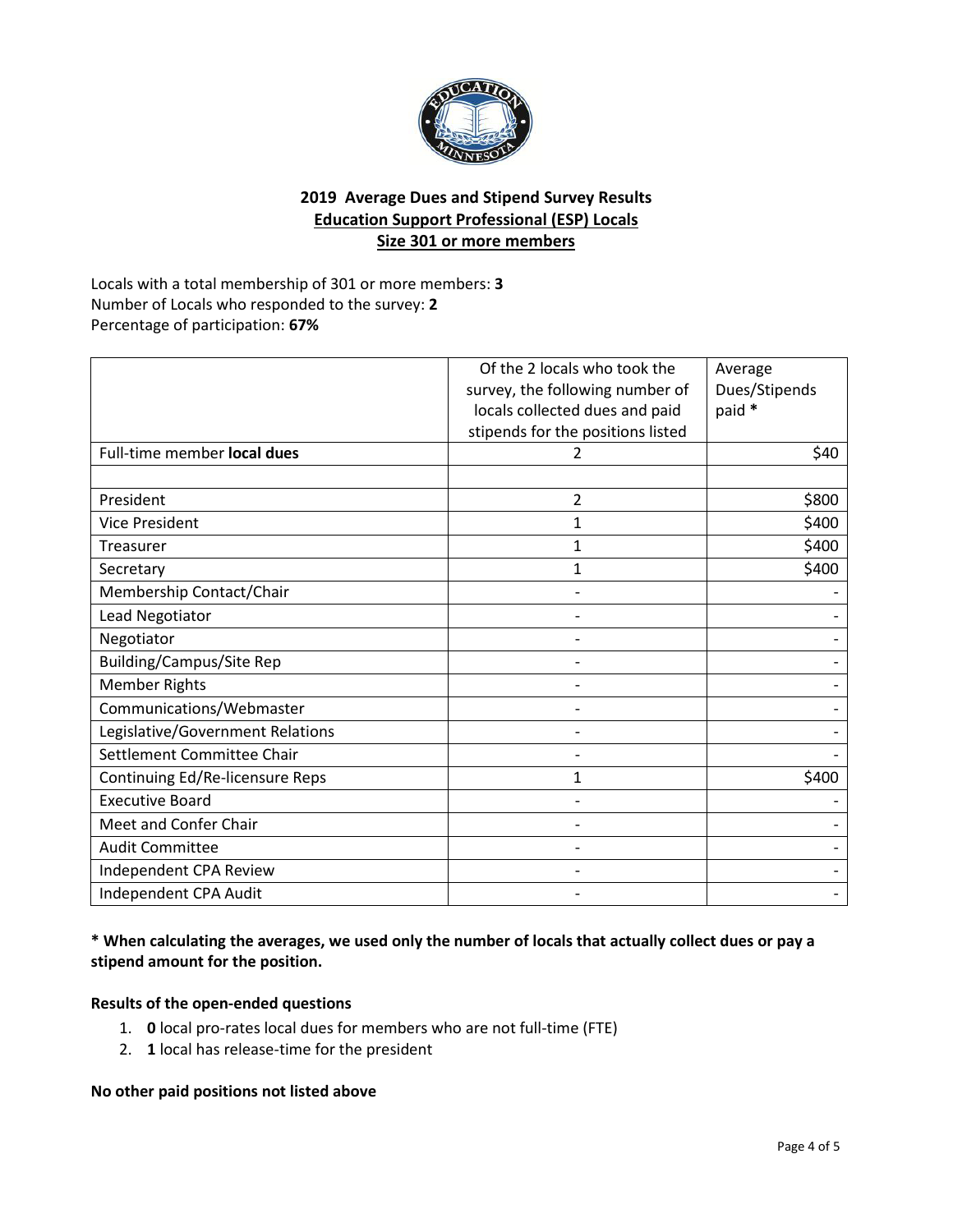## 2019 Average Dues and Stipend Survey Results
## Education Support Professional (ESP) Locals
## Size 301 or more members

Locals with a total membership of 301 or more members: **3**
Number of Locals who responded to the survey: **2**
Percentage of participation: **67%**

| | Of the 2 locals who took the survey, the following number of locals collected dues and paid stipends for the positions listed | Average Dues/Stipends paid * |
|---|---|---|
| Full-time member **local dues** | 2 | $40 |
| | | |
| President | 2 | $800 |
| Vice President | 1 | $400 |
| Treasurer | 1 | $400 |
| Secretary | 1 | $400 |
| Membership Contact/Chair | - | - |
| Lead Negotiator | - | - |
| Negotiator | - | - |
| Building/Campus/Site Rep | - | - |
| Member Rights | - | - |
| Communications/Webmaster | - | - |
| Legislative/Government Relations | - | - |
| Settlement Committee Chair | - | - |
| Continuing Ed/Re-licensure Reps | 1 | $400 |
| Executive Board | - | - |
| Meet and Confer Chair | - | - |
| Audit Committee | - | - |
| Independent CPA Review | - | - |
| Independent CPA Audit | - | - |

**\* When calculating the averages, we used only the number of locals that actually collect dues or pay a stipend amount for the position.**

**Results of the open-ended questions**

1. **0** local pro-rates local dues for members who are not full-time (FTE)
2. **1** local has release-time for the president

**No other paid positions not listed above**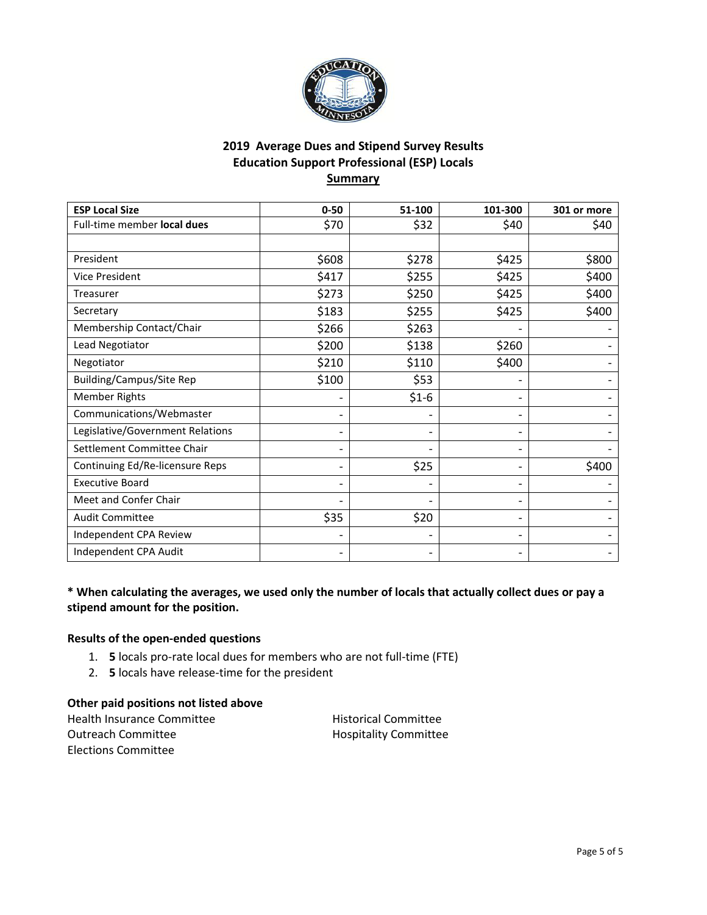**2019 Average Dues and Stipend Survey Results**
**Education Support Professional (ESP) Locals**
**Summary**

| ESP Local Size | 0-50 | 51-100 | 101-300 | 301 or more |
|---|---|---|---|---|
| Full-time member **local dues** | $70 | $32 | $40 | $40 |
| | | | | |
| President | $608 | $278 | $425 | $800 |
| Vice President | $417 | $255 | $425 | $400 |
| Treasurer | $273 | $250 | $425 | $400 |
| Secretary | $183 | $255 | $425 | $400 |
| Membership Contact/Chair | $266 | $263 | - | - |
| Lead Negotiator | $200 | $138 | $260 | - |
| Negotiator | $210 | $110 | $400 | - |
| Building/Campus/Site Rep | $100 | $53 | - | - |
| Member Rights | - | $1-6 | - | - |
| Communications/Webmaster | - | - | - | - |
| Legislative/Government Relations | - | - | - | - |
| Settlement Committee Chair | - | - | - | - |
| Continuing Ed/Re-licensure Reps | - | $25 | - | $400 |
| Executive Board | - | - | - | - |
| Meet and Confer Chair | - | - | - | - |
| Audit Committee | $35 | $20 | - | - |
| Independent CPA Review | - | - | - | - |
| Independent CPA Audit | - | - | - | - |

**\* When calculating the averages, we used only the number of locals that actually collect dues or pay a stipend amount for the position.**

**Results of the open-ended questions**

1. **5** locals pro-rate local dues for members who are not full-time (FTE)
2. **5** locals have release-time for the president

**Other paid positions not listed above**

Health Insurance Committee
Outreach Committee
Elections Committee
Historical Committee
Hospitality Committee